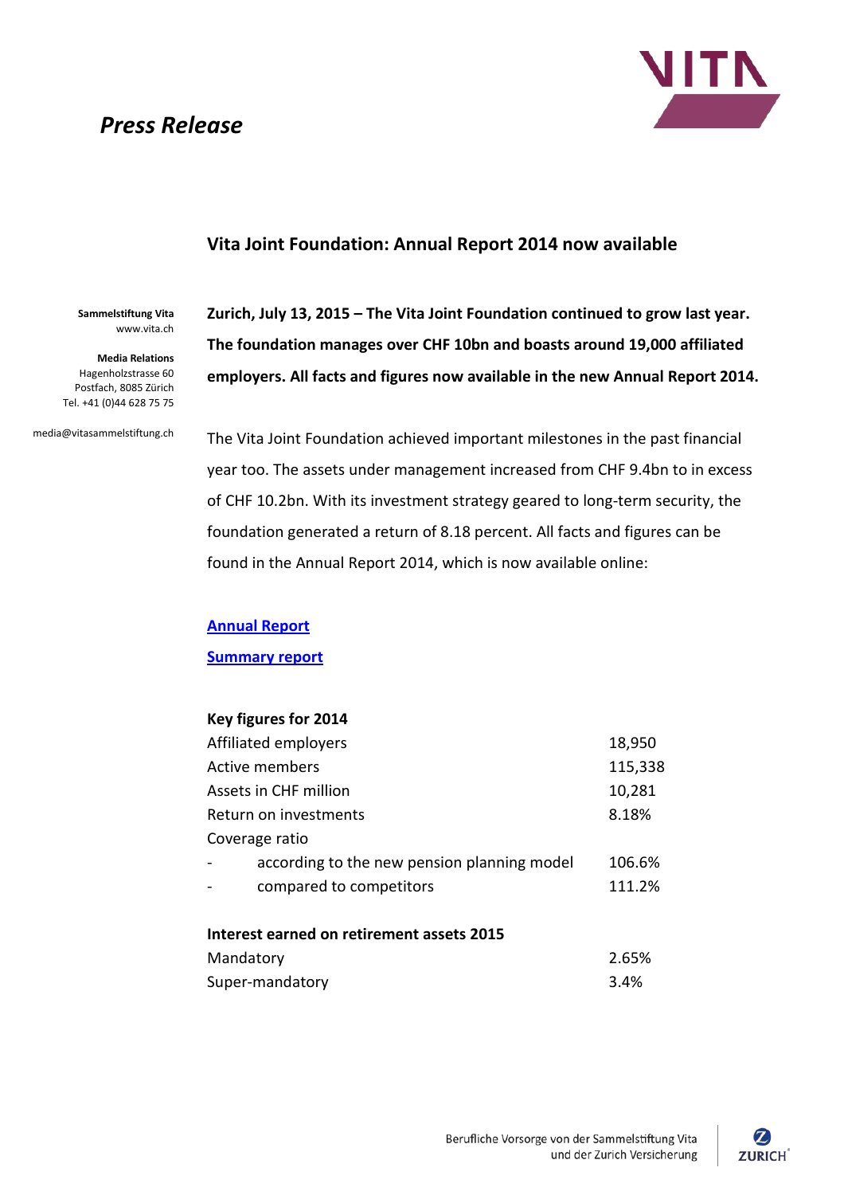# *Press Release*

## Vita Joint Foundation: Annual Report 2014 now available

**Sammelstiftung Vita**
www.vita.ch

**Media Relations**
Hagenholzstrasse 60
Postfach, 8085 Zürich
Tel. +41 (0)44 628 75 75

media@vitasammelstiftung.ch

**Zurich, July 13, 2015 – The Vita Joint Foundation continued to grow last year. The foundation manages over CHF 10bn and boasts around 19,000 affiliated employers. All facts and figures now available in the new Annual Report 2014.**

The Vita Joint Foundation achieved important milestones in the past financial year too. The assets under management increased from CHF 9.4bn to in excess of CHF 10.2bn. With its investment strategy geared to long-term security, the foundation generated a return of 8.18 percent. All facts and figures can be found in the Annual Report 2014, which is now available online:

**Annual Report**

**Summary report**

| **Key figures for 2014** | |
|---|---|
| Affiliated employers | 18,950 |
| Active members | 115,338 |
| Assets in CHF million | 10,281 |
| Return on investments | 8.18% |
| Coverage ratio | |
| - according to the new pension planning model | 106.6% |
| - compared to competitors | 111.2% |

| **Interest earned on retirement assets 2015** | |
|---|---|
| Mandatory | 2.65% |
| Super-mandatory | 3.4% |

Berufliche Vorsorge von der Sammelstiftung Vita und der Zurich Versicherung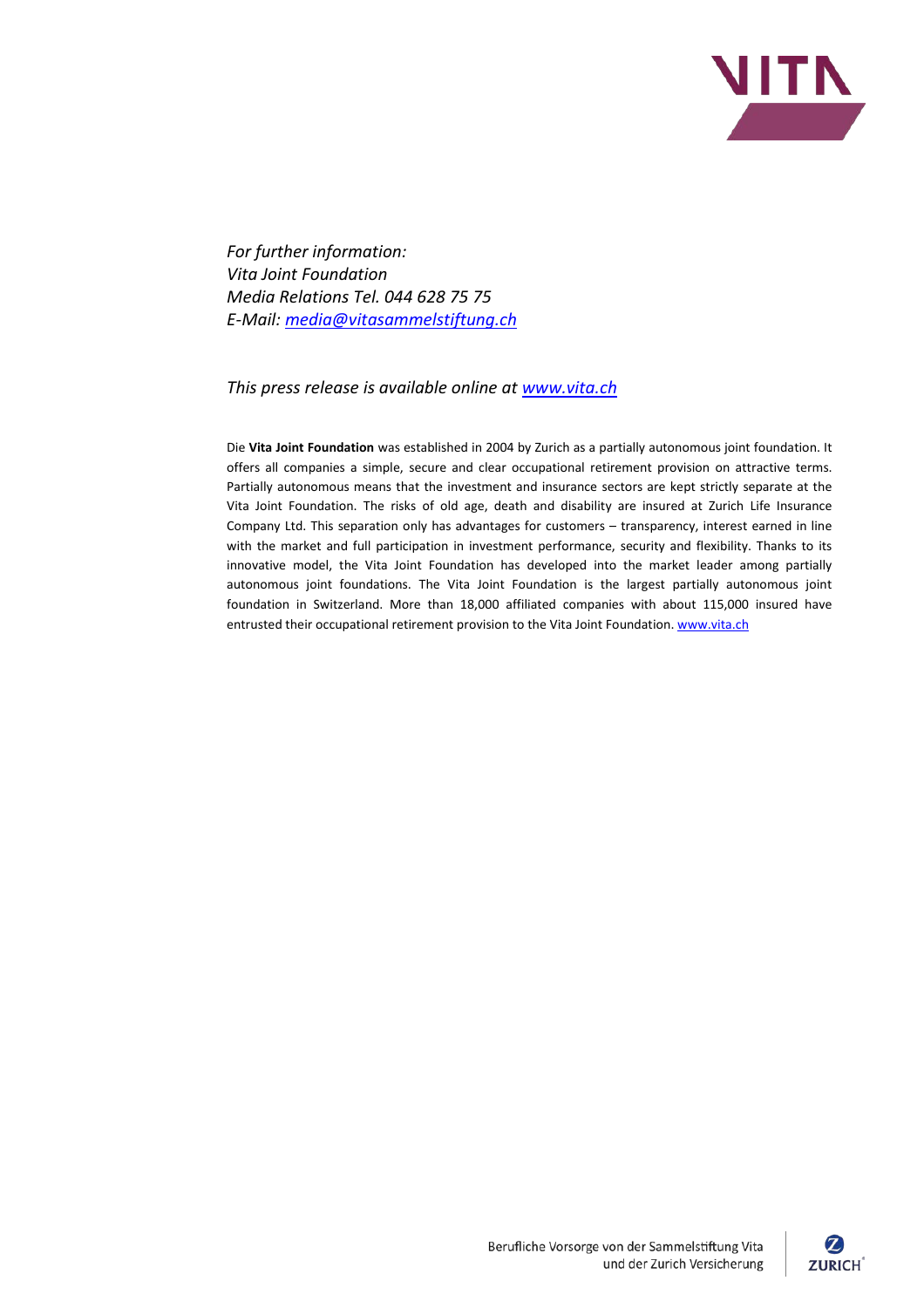*For further information:*
*Vita Joint Foundation*
*Media Relations Tel. 044 628 75 75*
*E-Mail: media@vitasammelstiftung.ch*

*This press release is available online at www.vita.ch*

Die **Vita Joint Foundation** was established in 2004 by Zurich as a partially autonomous joint foundation. It offers all companies a simple, secure and clear occupational retirement provision on attractive terms. Partially autonomous means that the investment and insurance sectors are kept strictly separate at the Vita Joint Foundation. The risks of old age, death and disability are insured at Zurich Life Insurance Company Ltd. This separation only has advantages for customers – transparency, interest earned in line with the market and full participation in investment performance, security and flexibility. Thanks to its innovative model, the Vita Joint Foundation has developed into the market leader among partially autonomous joint foundations. The Vita Joint Foundation is the largest partially autonomous joint foundation in Switzerland. More than 18,000 affiliated companies with about 115,000 insured have entrusted their occupational retirement provision to the Vita Joint Foundation. www.vita.ch